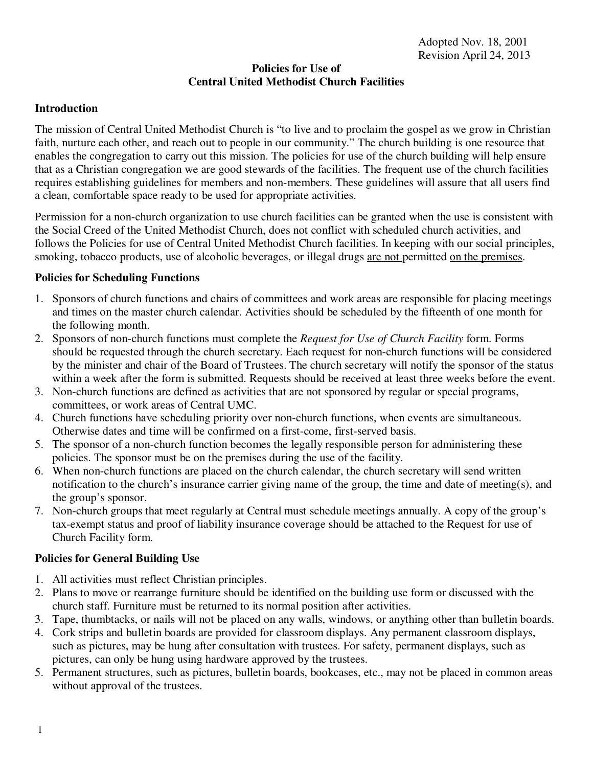Adopted Nov. 18, 2001
Revision April 24, 2013

# Policies for Use of Central United Methodist Church Facilities

## Introduction

The mission of Central United Methodist Church is "to live and to proclaim the gospel as we grow in Christian faith, nurture each other, and reach out to people in our community." The church building is one resource that enables the congregation to carry out this mission. The policies for use of the church building will help ensure that as a Christian congregation we are good stewards of the facilities. The frequent use of the church facilities requires establishing guidelines for members and non-members. These guidelines will assure that all users find a clean, comfortable space ready to be used for appropriate activities.

Permission for a non-church organization to use church facilities can be granted when the use is consistent with the Social Creed of the United Methodist Church, does not conflict with scheduled church activities, and follows the Policies for use of Central United Methodist Church facilities. In keeping with our social principles, smoking, tobacco products, use of alcoholic beverages, or illegal drugs <u>are not</u> permitted <u>on the premises</u>.

## Policies for Scheduling Functions

1. Sponsors of church functions and chairs of committees and work areas are responsible for placing meetings and times on the master church calendar. Activities should be scheduled by the fifteenth of one month for the following month.
2. Sponsors of non-church functions must complete the *Request for Use of Church Facility* form. Forms should be requested through the church secretary. Each request for non-church functions will be considered by the minister and chair of the Board of Trustees. The church secretary will notify the sponsor of the status within a week after the form is submitted. Requests should be received at least three weeks before the event.
3. Non-church functions are defined as activities that are not sponsored by regular or special programs, committees, or work areas of Central UMC.
4. Church functions have scheduling priority over non-church functions, when events are simultaneous. Otherwise dates and time will be confirmed on a first-come, first-served basis.
5. The sponsor of a non-church function becomes the legally responsible person for administering these policies. The sponsor must be on the premises during the use of the facility.
6. When non-church functions are placed on the church calendar, the church secretary will send written notification to the church's insurance carrier giving name of the group, the time and date of meeting(s), and the group's sponsor.
7. Non-church groups that meet regularly at Central must schedule meetings annually. A copy of the group's tax-exempt status and proof of liability insurance coverage should be attached to the Request for use of Church Facility form.

## Policies for General Building Use

1. All activities must reflect Christian principles.
2. Plans to move or rearrange furniture should be identified on the building use form or discussed with the church staff. Furniture must be returned to its normal position after activities.
3. Tape, thumbtacks, or nails will not be placed on any walls, windows, or anything other than bulletin boards.
4. Cork strips and bulletin boards are provided for classroom displays. Any permanent classroom displays, such as pictures, may be hung after consultation with trustees. For safety, permanent displays, such as pictures, can only be hung using hardware approved by the trustees.
5. Permanent structures, such as pictures, bulletin boards, bookcases, etc., may not be placed in common areas without approval of the trustees.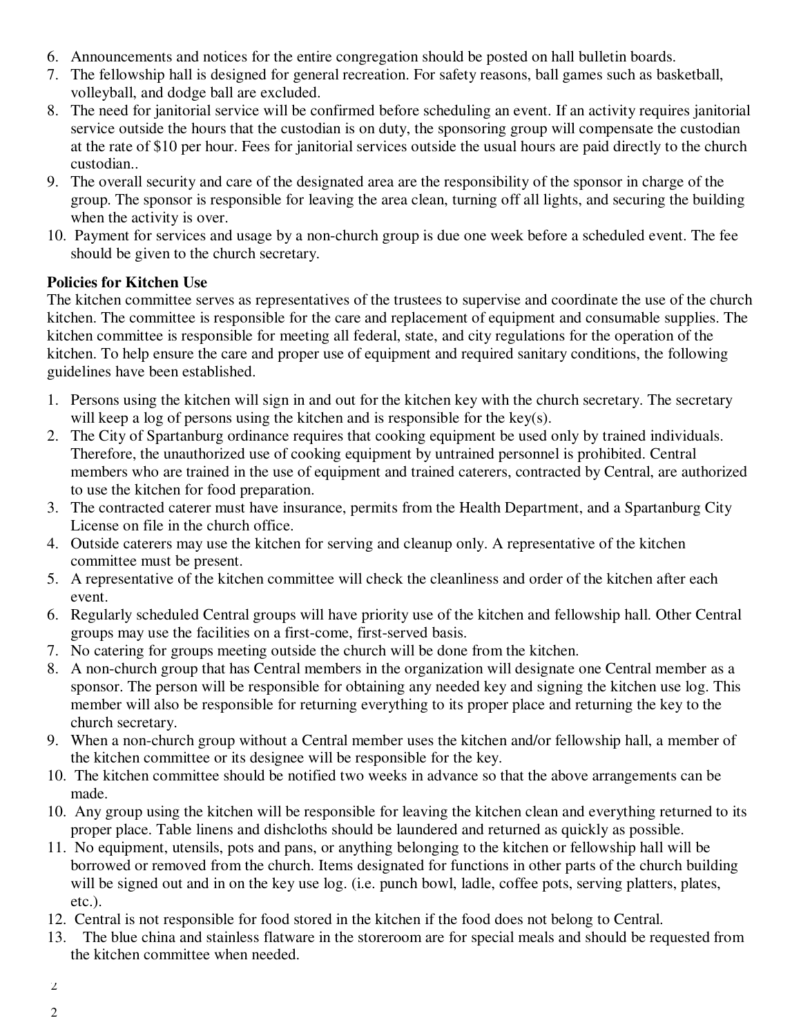6. Announcements and notices for the entire congregation should be posted on hall bulletin boards.
7. The fellowship hall is designed for general recreation. For safety reasons, ball games such as basketball, volleyball, and dodge ball are excluded.
8. The need for janitorial service will be confirmed before scheduling an event. If an activity requires janitorial service outside the hours that the custodian is on duty, the sponsoring group will compensate the custodian at the rate of $10 per hour. Fees for janitorial services outside the usual hours are paid directly to the church custodian..
9. The overall security and care of the designated area are the responsibility of the sponsor in charge of the group. The sponsor is responsible for leaving the area clean, turning off all lights, and securing the building when the activity is over.
10. Payment for services and usage by a non-church group is due one week before a scheduled event. The fee should be given to the church secretary.

**Policies for Kitchen Use**

The kitchen committee serves as representatives of the trustees to supervise and coordinate the use of the church kitchen. The committee is responsible for the care and replacement of equipment and consumable supplies. The kitchen committee is responsible for meeting all federal, state, and city regulations for the operation of the kitchen. To help ensure the care and proper use of equipment and required sanitary conditions, the following guidelines have been established.

1. Persons using the kitchen will sign in and out for the kitchen key with the church secretary. The secretary will keep a log of persons using the kitchen and is responsible for the key(s).
2. The City of Spartanburg ordinance requires that cooking equipment be used only by trained individuals. Therefore, the unauthorized use of cooking equipment by untrained personnel is prohibited. Central members who are trained in the use of equipment and trained caterers, contracted by Central, are authorized to use the kitchen for food preparation.
3. The contracted caterer must have insurance, permits from the Health Department, and a Spartanburg City License on file in the church office.
4. Outside caterers may use the kitchen for serving and cleanup only. A representative of the kitchen committee must be present.
5. A representative of the kitchen committee will check the cleanliness and order of the kitchen after each event.
6. Regularly scheduled Central groups will have priority use of the kitchen and fellowship hall. Other Central groups may use the facilities on a first-come, first-served basis.
7. No catering for groups meeting outside the church will be done from the kitchen.
8. A non-church group that has Central members in the organization will designate one Central member as a sponsor. The person will be responsible for obtaining any needed key and signing the kitchen use log. This member will also be responsible for returning everything to its proper place and returning the key to the church secretary.
9. When a non-church group without a Central member uses the kitchen and/or fellowship hall, a member of the kitchen committee or its designee will be responsible for the key.
10. The kitchen committee should be notified two weeks in advance so that the above arrangements can be made.
10. Any group using the kitchen will be responsible for leaving the kitchen clean and everything returned to its proper place. Table linens and dishcloths should be laundered and returned as quickly as possible.
11. No equipment, utensils, pots and pans, or anything belonging to the kitchen or fellowship hall will be borrowed or removed from the church. Items designated for functions in other parts of the church building will be signed out and in on the key use log. (i.e. punch bowl, ladle, coffee pots, serving platters, plates, etc.).
12. Central is not responsible for food stored in the kitchen if the food does not belong to Central.
13. The blue china and stainless flatware in the storeroom are for special meals and should be requested from the kitchen committee when needed.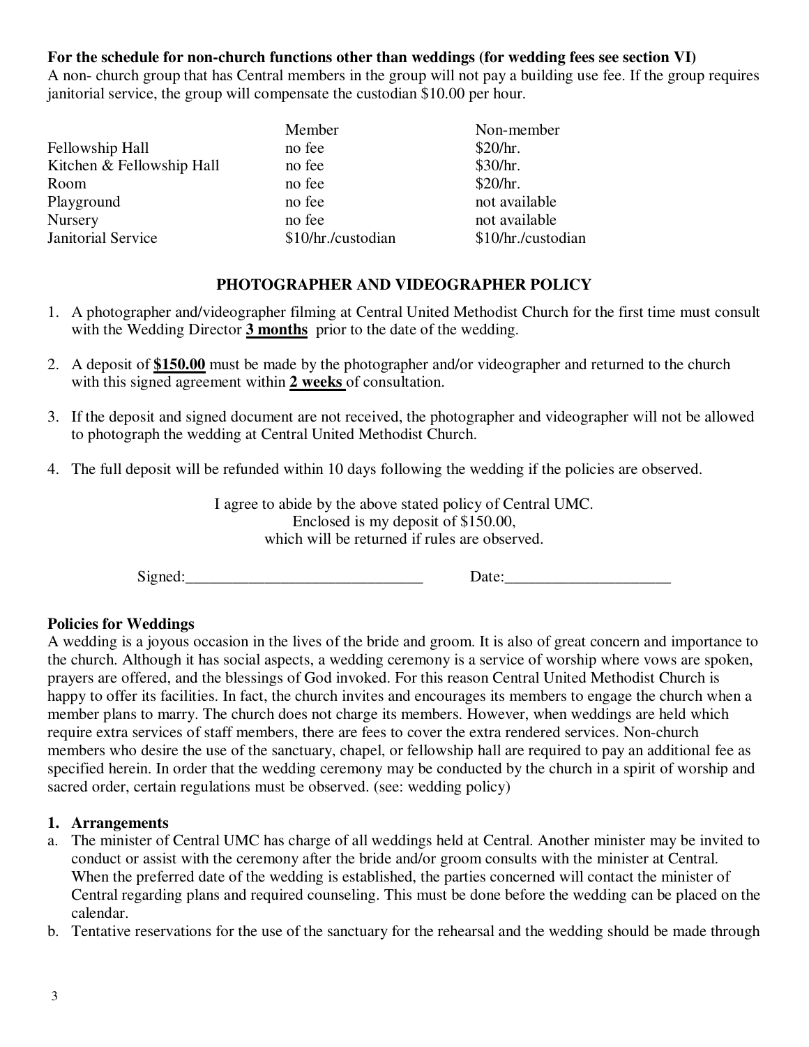**For the schedule for non-church functions other than weddings (for wedding fees see section VI)**
A non- church group that has Central members in the group will not pay a building use fee. If the group requires janitorial service, the group will compensate the custodian $10.00 per hour.

| | Member | Non-member |
|---|---|---|
| Fellowship Hall | no fee | $20/hr. |
| Kitchen & Fellowship Hall | no fee | $30/hr. |
| Room | no fee | $20/hr. |
| Playground | no fee | not available |
| Nursery | no fee | not available |
| Janitorial Service | $10/hr./custodian | $10/hr./custodian |

## PHOTOGRAPHER AND VIDEOGRAPHER POLICY

1. A photographer and/or videographer filming at Central United Methodist Church for the first time must consult with the Wedding Director **3 months** prior to the date of the wedding.
2. A deposit of **$150.00** must be made by the photographer and/or videographer and returned to the church with this signed agreement within **2 weeks** of consultation.
3. If the deposit and signed document are not received, the photographer and videographer will not be allowed to photograph the wedding at Central United Methodist Church.
4. The full deposit will be refunded within 10 days following the wedding if the policies are observed.

I agree to abide by the above stated policy of Central UMC.
Enclosed is my deposit of $150.00,
which will be returned if rules are observed.

Signed:\_\_\_\_\_\_\_\_\_\_\_\_\_\_\_\_\_\_\_\_\_\_\_\_\_\_\_\_\_\_ Date:\_\_\_\_\_\_\_\_\_\_\_\_\_\_\_\_\_\_\_\_\_

**Policies for Weddings**
A wedding is a joyous occasion in the lives of the bride and groom. It is also of great concern and importance to the church. Although it has social aspects, a wedding ceremony is a service of worship where vows are spoken, prayers are offered, and the blessings of God invoked. For this reason Central United Methodist Church is happy to offer its facilities. In fact, the church invites and encourages its members to engage the church when a member plans to marry. The church does not charge its members. However, when weddings are held which require extra services of staff members, there are fees to cover the extra rendered services. Non-church members who desire the use of the sanctuary, chapel, or fellowship hall are required to pay an additional fee as specified herein. In order that the wedding ceremony may be conducted by the church in a spirit of worship and sacred order, certain regulations must be observed. (see: wedding policy)

### 1. Arrangements

a. The minister of Central UMC has charge of all weddings held at Central. Another minister may be invited to conduct or assist with the ceremony after the bride and/or groom consults with the minister at Central. When the preferred date of the wedding is established, the parties concerned will contact the minister of Central regarding plans and required counseling. This must be done before the wedding can be placed on the calendar.
b. Tentative reservations for the use of the sanctuary for the rehearsal and the wedding should be made through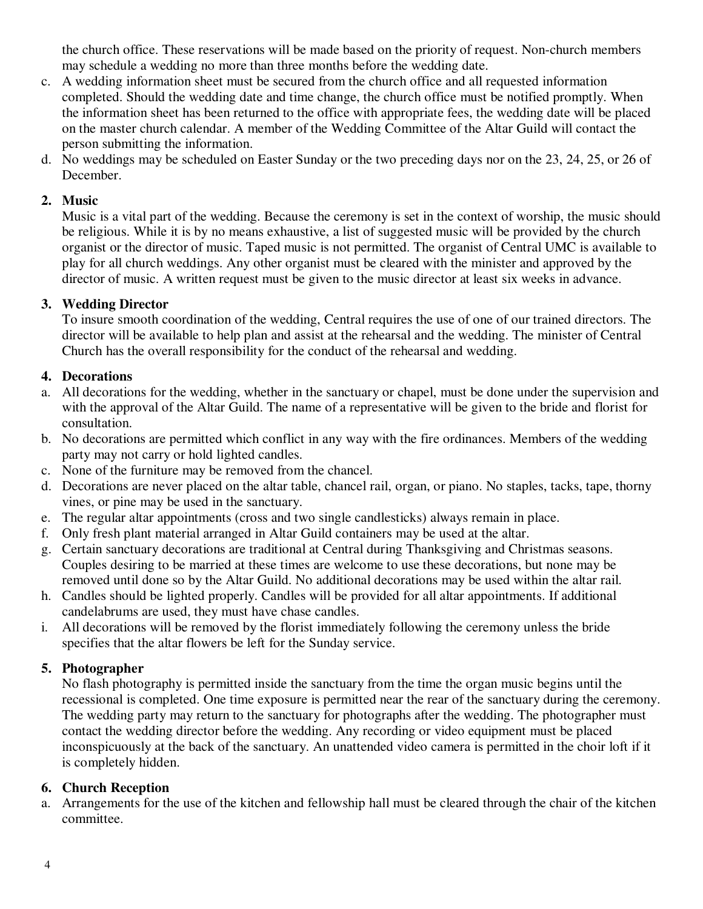the church office. These reservations will be made based on the priority of request. Non-church members may schedule a wedding no more than three months before the wedding date.

c. A wedding information sheet must be secured from the church office and all requested information completed. Should the wedding date and time change, the church office must be notified promptly. When the information sheet has been returned to the office with appropriate fees, the wedding date will be placed on the master church calendar. A member of the Wedding Committee of the Altar Guild will contact the person submitting the information.
d. No weddings may be scheduled on Easter Sunday or the two preceding days nor on the 23, 24, 25, or 26 of December.

**2. Music**

Music is a vital part of the wedding. Because the ceremony is set in the context of worship, the music should be religious. While it is by no means exhaustive, a list of suggested music will be provided by the church organist or the director of music. Taped music is not permitted. The organist of Central UMC is available to play for all church weddings. Any other organist must be cleared with the minister and approved by the director of music. A written request must be given to the music director at least six weeks in advance.

**3. Wedding Director**

To insure smooth coordination of the wedding, Central requires the use of one of our trained directors. The director will be available to help plan and assist at the rehearsal and the wedding. The minister of Central Church has the overall responsibility for the conduct of the rehearsal and wedding.

**4. Decorations**

a. All decorations for the wedding, whether in the sanctuary or chapel, must be done under the supervision and with the approval of the Altar Guild. The name of a representative will be given to the bride and florist for consultation.
b. No decorations are permitted which conflict in any way with the fire ordinances. Members of the wedding party may not carry or hold lighted candles.
c. None of the furniture may be removed from the chancel.
d. Decorations are never placed on the altar table, chancel rail, organ, or piano. No staples, tacks, tape, thorny vines, or pine may be used in the sanctuary.
e. The regular altar appointments (cross and two single candlesticks) always remain in place.
f. Only fresh plant material arranged in Altar Guild containers may be used at the altar.
g. Certain sanctuary decorations are traditional at Central during Thanksgiving and Christmas seasons. Couples desiring to be married at these times are welcome to use these decorations, but none may be removed until done so by the Altar Guild. No additional decorations may be used within the altar rail.
h. Candles should be lighted properly. Candles will be provided for all altar appointments. If additional candelabrums are used, they must have chase candles.
i. All decorations will be removed by the florist immediately following the ceremony unless the bride specifies that the altar flowers be left for the Sunday service.

**5. Photographer**

No flash photography is permitted inside the sanctuary from the time the organ music begins until the recessional is completed. One time exposure is permitted near the rear of the sanctuary during the ceremony. The wedding party may return to the sanctuary for photographs after the wedding. The photographer must contact the wedding director before the wedding. Any recording or video equipment must be placed inconspicuously at the back of the sanctuary. An unattended video camera is permitted in the choir loft if it is completely hidden.

**6. Church Reception**

a. Arrangements for the use of the kitchen and fellowship hall must be cleared through the chair of the kitchen committee.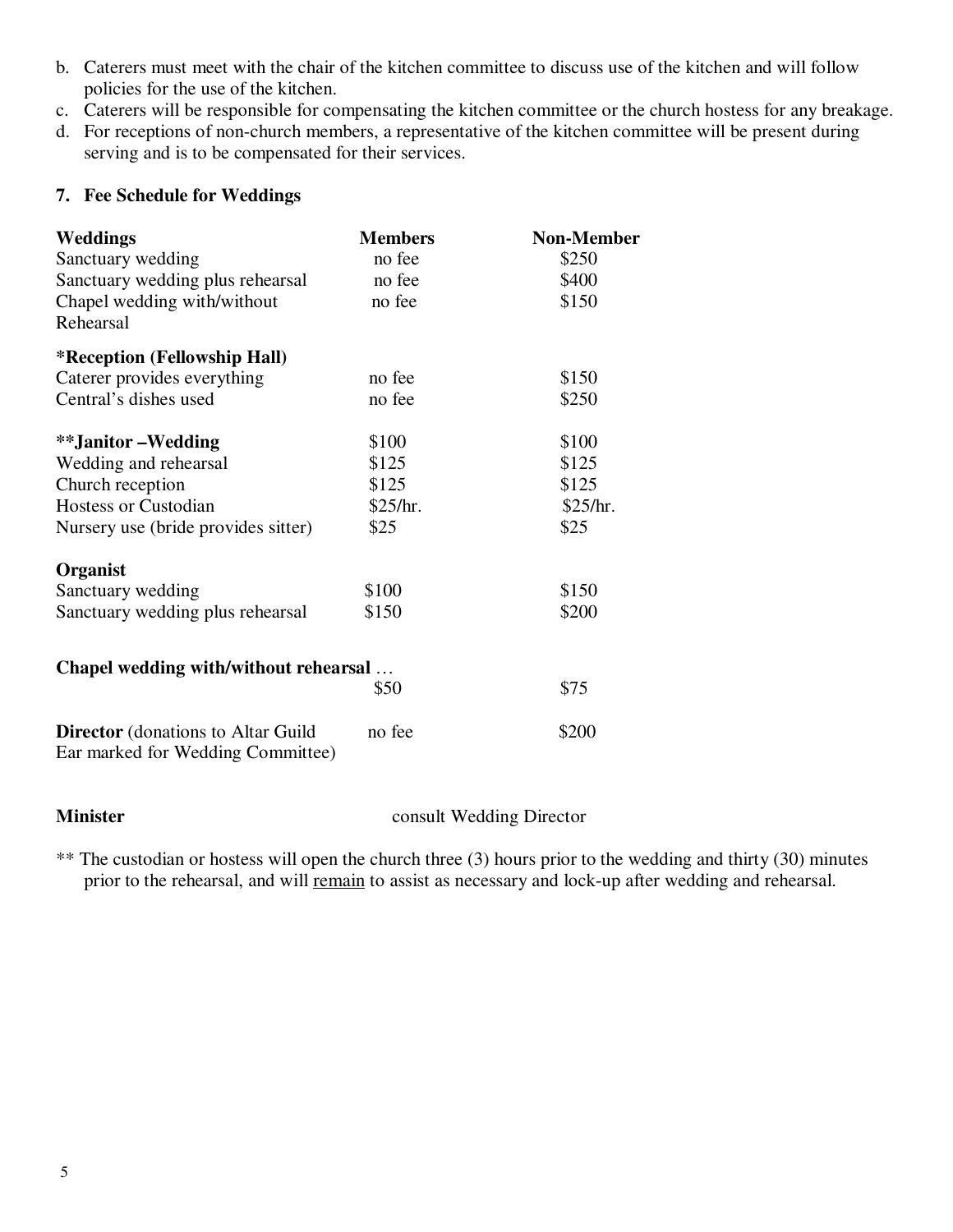b. Caterers must meet with the chair of the kitchen committee to discuss use of the kitchen and will follow policies for the use of the kitchen.
c. Caterers will be responsible for compensating the kitchen committee or the church hostess for any breakage.
d. For receptions of non-church members, a representative of the kitchen committee will be present during serving and is to be compensated for their services.

### 7. Fee Schedule for Weddings

| **Weddings** | **Members** | **Non-Member** |
|---|---|---|
| Sanctuary wedding | no fee | $250 |
| Sanctuary wedding plus rehearsal | no fee | $400 |
| Chapel wedding with/without Rehearsal | no fee | $150 |
| ***Reception (Fellowship Hall)** | | |
| Caterer provides everything | no fee | $150 |
| Central's dishes used | no fee | $250 |
| ****Janitor –Wedding** | $100 | $100 |
| Wedding and rehearsal | $125 | $125 |
| Church reception | $125 | $125 |
| Hostess or Custodian | $25/hr. | $25/hr. |
| Nursery use (bride provides sitter) | $25 | $25 |
| **Organist** | | |
| Sanctuary wedding | $100 | $150 |
| Sanctuary wedding plus rehearsal | $150 | $200 |
| **Chapel wedding with/without rehearsal** … | $50 | $75 |
| **Director** (donations to Altar Guild Ear marked for Wedding Committee) | no fee | $200 |
| **Minister** | consult Wedding Director | |

** The custodian or hostess will open the church three (3) hours prior to the wedding and thirty (30) minutes prior to the rehearsal, and will <u>remain</u> to assist as necessary and lock-up after wedding and rehearsal.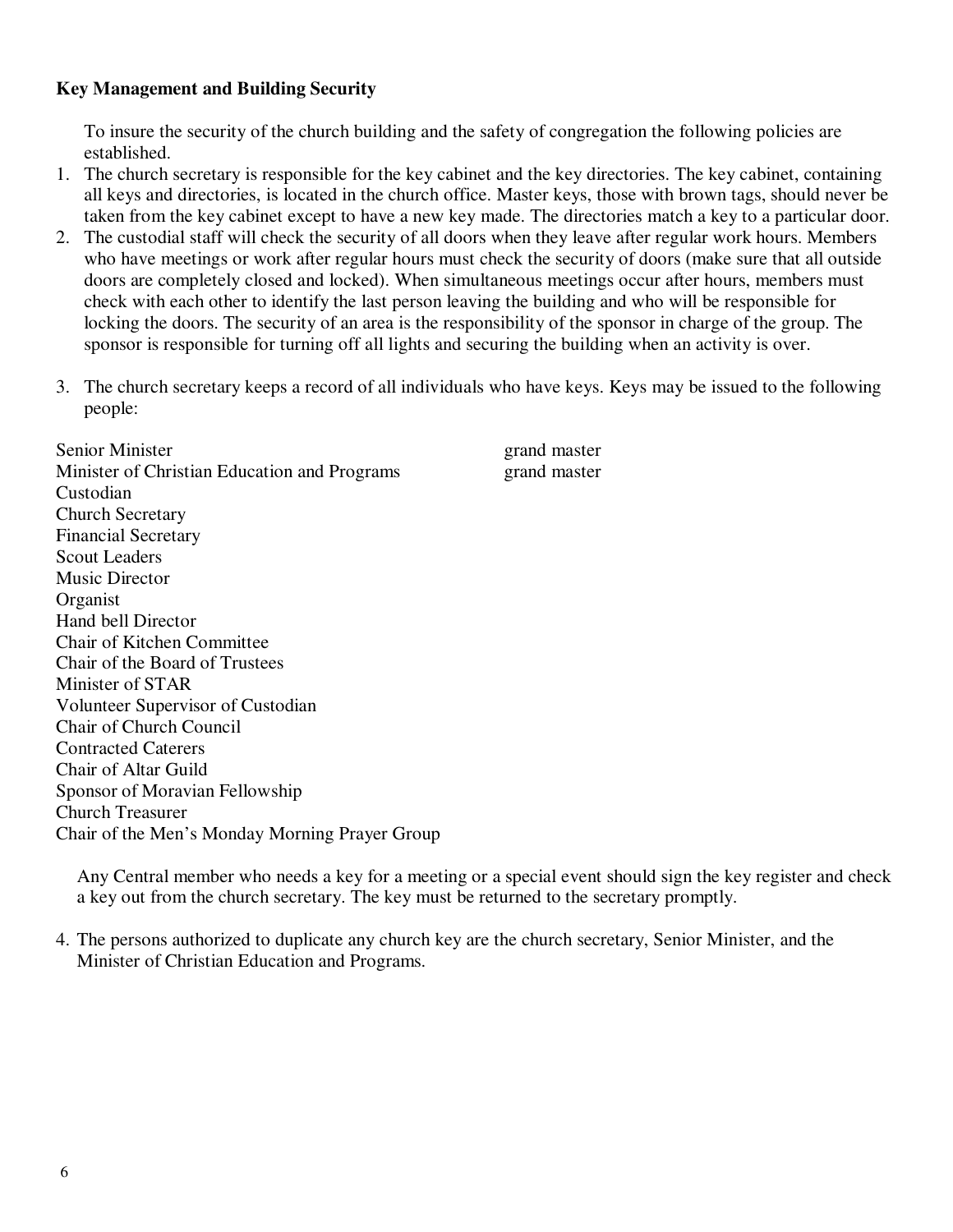**Key Management and Building Security**

To insure the security of the church building and the safety of congregation the following policies are established.

1. The church secretary is responsible for the key cabinet and the key directories. The key cabinet, containing all keys and directories, is located in the church office. Master keys, those with brown tags, should never be taken from the key cabinet except to have a new key made. The directories match a key to a particular door.
2. The custodial staff will check the security of all doors when they leave after regular work hours. Members who have meetings or work after regular hours must check the security of doors (make sure that all outside doors are completely closed and locked). When simultaneous meetings occur after hours, members must check with each other to identify the last person leaving the building and who will be responsible for locking the doors. The security of an area is the responsibility of the sponsor in charge of the group. The sponsor is responsible for turning off all lights and securing the building when an activity is over.

3. The church secretary keeps a record of all individuals who have keys. Keys may be issued to the following people:

| | |
|---|---|
| Senior Minister | grand master |
| Minister of Christian Education and Programs | grand master |
| Custodian | |
| Church Secretary | |
| Financial Secretary | |
| Scout Leaders | |
| Music Director | |
| Organist | |
| Hand bell Director | |
| Chair of Kitchen Committee | |
| Chair of the Board of Trustees | |
| Minister of STAR | |
| Volunteer Supervisor of Custodian | |
| Chair of Church Council | |
| Contracted Caterers | |
| Chair of Altar Guild | |
| Sponsor of Moravian Fellowship | |
| Church Treasurer | |
| Chair of the Men's Monday Morning Prayer Group | |

Any Central member who needs a key for a meeting or a special event should sign the key register and check a key out from the church secretary. The key must be returned to the secretary promptly.

4. The persons authorized to duplicate any church key are the church secretary, Senior Minister, and the Minister of Christian Education and Programs.